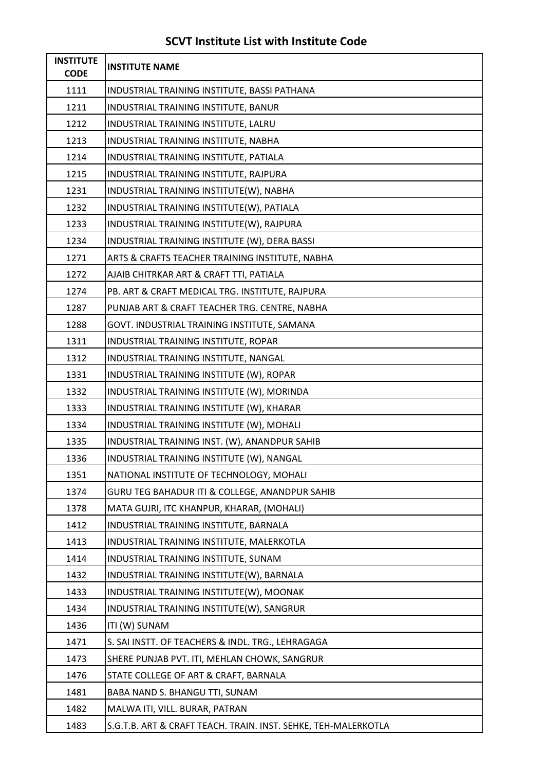# SCVT Institute List with Institute Code

| INSTITUTE CODE | INSTITUTE NAME |
|---|---|
| 1111 | INDUSTRIAL TRAINING INSTITUTE, BASSI PATHANA |
| 1211 | INDUSTRIAL TRAINING INSTITUTE, BANUR |
| 1212 | INDUSTRIAL TRAINING INSTITUTE, LALRU |
| 1213 | INDUSTRIAL TRAINING INSTITUTE, NABHA |
| 1214 | INDUSTRIAL TRAINING INSTITUTE, PATIALA |
| 1215 | INDUSTRIAL TRAINING INSTITUTE, RAJPURA |
| 1231 | INDUSTRIAL TRAINING INSTITUTE(W), NABHA |
| 1232 | INDUSTRIAL TRAINING INSTITUTE(W), PATIALA |
| 1233 | INDUSTRIAL TRAINING INSTITUTE(W), RAJPURA |
| 1234 | INDUSTRIAL TRAINING INSTITUTE (W), DERA BASSI |
| 1271 | ARTS & CRAFTS TEACHER TRAINING INSTITUTE, NABHA |
| 1272 | AJAIB CHITRKAR ART & CRAFT TTI, PATIALA |
| 1274 | PB. ART & CRAFT MEDICAL TRG. INSTITUTE, RAJPURA |
| 1287 | PUNJAB ART & CRAFT TEACHER TRG. CENTRE, NABHA |
| 1288 | GOVT. INDUSTRIAL TRAINING INSTITUTE, SAMANA |
| 1311 | INDUSTRIAL TRAINING INSTITUTE, ROPAR |
| 1312 | INDUSTRIAL TRAINING INSTITUTE, NANGAL |
| 1331 | INDUSTRIAL TRAINING INSTITUTE (W), ROPAR |
| 1332 | INDUSTRIAL TRAINING INSTITUTE (W), MORINDA |
| 1333 | INDUSTRIAL TRAINING INSTITUTE (W), KHARAR |
| 1334 | INDUSTRIAL TRAINING INSTITUTE (W), MOHALI |
| 1335 | INDUSTRIAL TRAINING INST. (W), ANANDPUR SAHIB |
| 1336 | INDUSTRIAL TRAINING INSTITUTE (W), NANGAL |
| 1351 | NATIONAL INSTITUTE OF TECHNOLOGY, MOHALI |
| 1374 | GURU TEG BAHADUR ITI & COLLEGE, ANANDPUR SAHIB |
| 1378 | MATA GUJRI, ITC KHANPUR, KHARAR, (MOHALI) |
| 1412 | INDUSTRIAL TRAINING INSTITUTE, BARNALA |
| 1413 | INDUSTRIAL TRAINING INSTITUTE, MALERKOTLA |
| 1414 | INDUSTRIAL TRAINING INSTITUTE, SUNAM |
| 1432 | INDUSTRIAL TRAINING INSTITUTE(W), BARNALA |
| 1433 | INDUSTRIAL TRAINING INSTITUTE(W), MOONAK |
| 1434 | INDUSTRIAL TRAINING INSTITUTE(W), SANGRUR |
| 1436 | ITI (W) SUNAM |
| 1471 | S. SAI INSTT. OF TEACHERS & INDL. TRG., LEHRAGAGA |
| 1473 | SHERE PUNJAB PVT. ITI, MEHLAN CHOWK, SANGRUR |
| 1476 | STATE COLLEGE OF ART & CRAFT, BARNALA |
| 1481 | BABA NAND S. BHANGU TTI, SUNAM |
| 1482 | MALWA ITI, VILL. BURAR, PATRAN |
| 1483 | S.G.T.B. ART & CRAFT TEACH. TRAIN. INST. SEHKE, TEH-MALERKOTLA |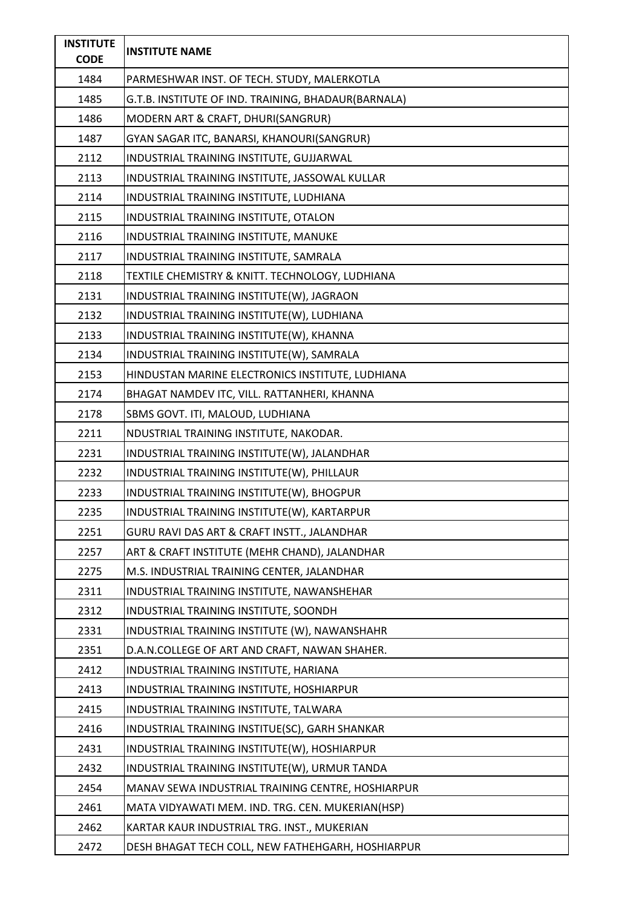| INSTITUTE CODE | INSTITUTE NAME |
|---|---|
| 1484 | PARMESHWAR INST. OF TECH. STUDY, MALERKOTLA |
| 1485 | G.T.B. INSTITUTE OF IND. TRAINING, BHADAUR(BARNALA) |
| 1486 | MODERN ART & CRAFT, DHURI(SANGRUR) |
| 1487 | GYAN SAGAR ITC, BANARSI, KHANOURI(SANGRUR) |
| 2112 | INDUSTRIAL TRAINING INSTITUTE, GUJJARWAL |
| 2113 | INDUSTRIAL TRAINING INSTITUTE, JASSOWAL KULLAR |
| 2114 | INDUSTRIAL TRAINING INSTITUTE, LUDHIANA |
| 2115 | INDUSTRIAL TRAINING INSTITUTE, OTALON |
| 2116 | INDUSTRIAL TRAINING INSTITUTE, MANUKE |
| 2117 | INDUSTRIAL TRAINING INSTITUTE, SAMRALA |
| 2118 | TEXTILE CHEMISTRY & KNITT. TECHNOLOGY, LUDHIANA |
| 2131 | INDUSTRIAL TRAINING INSTITUTE(W), JAGRAON |
| 2132 | INDUSTRIAL TRAINING INSTITUTE(W), LUDHIANA |
| 2133 | INDUSTRIAL TRAINING INSTITUTE(W), KHANNA |
| 2134 | INDUSTRIAL TRAINING INSTITUTE(W), SAMRALA |
| 2153 | HINDUSTAN MARINE ELECTRONICS INSTITUTE, LUDHIANA |
| 2174 | BHAGAT NAMDEV ITC, VILL. RATTANHERI, KHANNA |
| 2178 | SBMS GOVT. ITI, MALOUD, LUDHIANA |
| 2211 | NDUSTRIAL TRAINING INSTITUTE, NAKODAR. |
| 2231 | INDUSTRIAL TRAINING INSTITUTE(W), JALANDHAR |
| 2232 | INDUSTRIAL TRAINING INSTITUTE(W), PHILLAUR |
| 2233 | INDUSTRIAL TRAINING INSTITUTE(W), BHOGPUR |
| 2235 | INDUSTRIAL TRAINING INSTITUTE(W), KARTARPUR |
| 2251 | GURU RAVI DAS ART & CRAFT INSTT., JALANDHAR |
| 2257 | ART & CRAFT INSTITUTE (MEHR CHAND), JALANDHAR |
| 2275 | M.S. INDUSTRIAL TRAINING CENTER, JALANDHAR |
| 2311 | INDUSTRIAL TRAINING INSTITUTE, NAWANSHEHAR |
| 2312 | INDUSTRIAL TRAINING INSTITUTE, SOONDH |
| 2331 | INDUSTRIAL TRAINING INSTITUTE (W), NAWANSHAHR |
| 2351 | D.A.N.COLLEGE OF ART AND CRAFT, NAWAN SHAHER. |
| 2412 | INDUSTRIAL TRAINING INSTITUTE, HARIANA |
| 2413 | INDUSTRIAL TRAINING INSTITUTE, HOSHIARPUR |
| 2415 | INDUSTRIAL TRAINING INSTITUTE, TALWARA |
| 2416 | INDUSTRIAL TRAINING INSTITUE(SC), GARH SHANKAR |
| 2431 | INDUSTRIAL TRAINING INSTITUTE(W), HOSHIARPUR |
| 2432 | INDUSTRIAL TRAINING INSTITUTE(W), URMUR TANDA |
| 2454 | MANAV SEWA INDUSTRIAL TRAINING CENTRE, HOSHIARPUR |
| 2461 | MATA VIDYAWATI MEM. IND. TRG. CEN. MUKERIAN(HSP) |
| 2462 | KARTAR KAUR INDUSTRIAL TRG. INST., MUKERIAN |
| 2472 | DESH BHAGAT TECH COLL, NEW FATHEHGARH, HOSHIARPUR |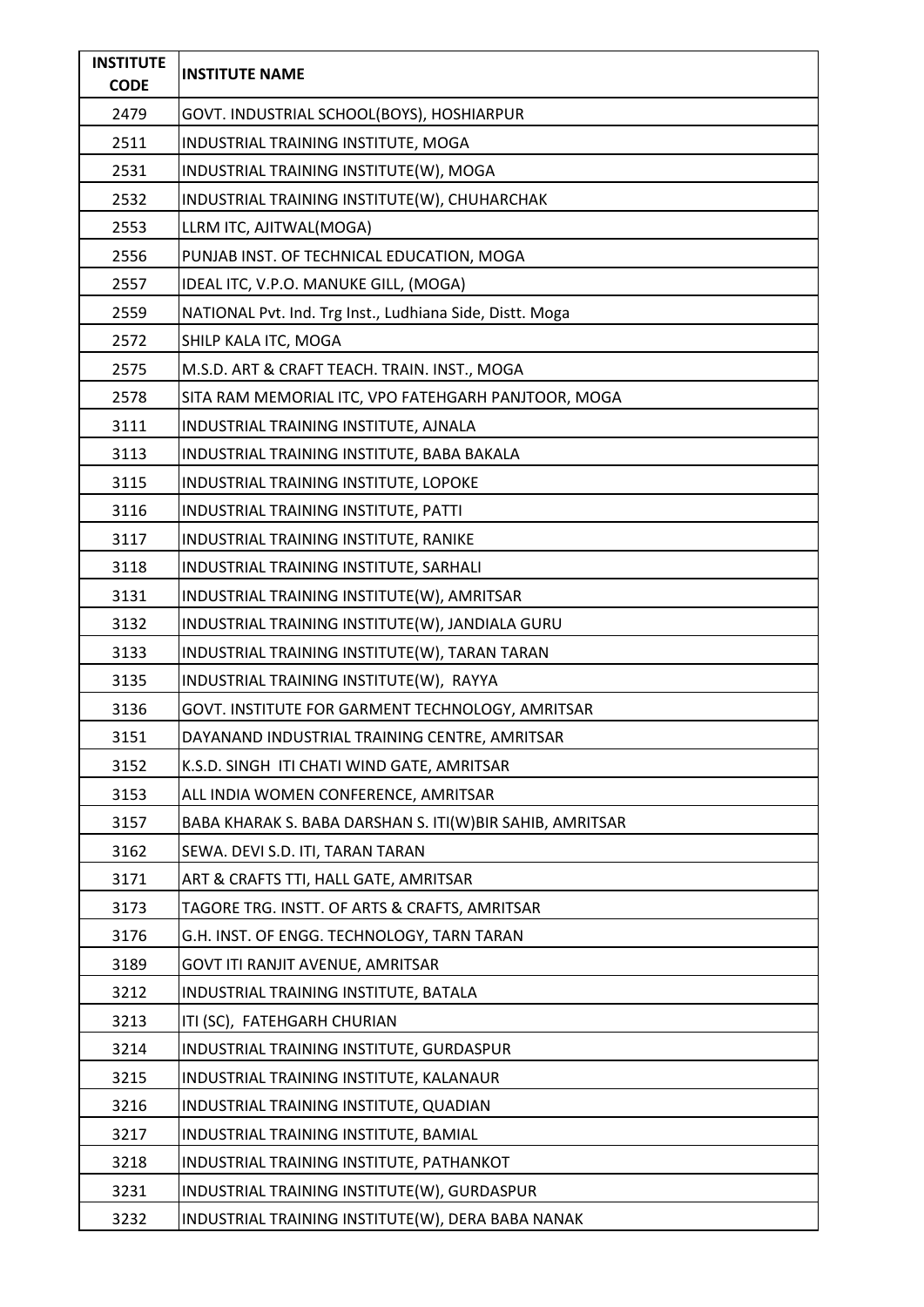| INSTITUTE CODE | INSTITUTE NAME |
|---|---|
| 2479 | GOVT. INDUSTRIAL SCHOOL(BOYS), HOSHIARPUR |
| 2511 | INDUSTRIAL TRAINING INSTITUTE, MOGA |
| 2531 | INDUSTRIAL TRAINING INSTITUTE(W), MOGA |
| 2532 | INDUSTRIAL TRAINING INSTITUTE(W), CHUHARCHAK |
| 2553 | LLRM ITC, AJITWAL(MOGA) |
| 2556 | PUNJAB INST. OF TECHNICAL EDUCATION, MOGA |
| 2557 | IDEAL ITC, V.P.O. MANUKE GILL, (MOGA) |
| 2559 | NATIONAL Pvt. Ind. Trg Inst., Ludhiana Side, Distt. Moga |
| 2572 | SHILP KALA ITC, MOGA |
| 2575 | M.S.D. ART & CRAFT TEACH. TRAIN. INST., MOGA |
| 2578 | SITA RAM MEMORIAL ITC, VPO FATEHGARH PANJTOOR, MOGA |
| 3111 | INDUSTRIAL TRAINING INSTITUTE, AJNALA |
| 3113 | INDUSTRIAL TRAINING INSTITUTE, BABA BAKALA |
| 3115 | INDUSTRIAL TRAINING INSTITUTE, LOPOKE |
| 3116 | INDUSTRIAL TRAINING INSTITUTE, PATTI |
| 3117 | INDUSTRIAL TRAINING INSTITUTE, RANIKE |
| 3118 | INDUSTRIAL TRAINING INSTITUTE, SARHALI |
| 3131 | INDUSTRIAL TRAINING INSTITUTE(W), AMRITSAR |
| 3132 | INDUSTRIAL TRAINING INSTITUTE(W), JANDIALA GURU |
| 3133 | INDUSTRIAL TRAINING INSTITUTE(W), TARAN TARAN |
| 3135 | INDUSTRIAL TRAINING INSTITUTE(W), RAYYA |
| 3136 | GOVT. INSTITUTE FOR GARMENT TECHNOLOGY, AMRITSAR |
| 3151 | DAYANAND INDUSTRIAL TRAINING CENTRE, AMRITSAR |
| 3152 | K.S.D. SINGH ITI CHATI WIND GATE, AMRITSAR |
| 3153 | ALL INDIA WOMEN CONFERENCE, AMRITSAR |
| 3157 | BABA KHARAK S. BABA DARSHAN S. ITI(W)BIR SAHIB, AMRITSAR |
| 3162 | SEWA. DEVI S.D. ITI, TARAN TARAN |
| 3171 | ART & CRAFTS TTI, HALL GATE, AMRITSAR |
| 3173 | TAGORE TRG. INSTT. OF ARTS & CRAFTS, AMRITSAR |
| 3176 | G.H. INST. OF ENGG. TECHNOLOGY, TARN TARAN |
| 3189 | GOVT ITI RANJIT AVENUE, AMRITSAR |
| 3212 | INDUSTRIAL TRAINING INSTITUTE, BATALA |
| 3213 | ITI (SC), FATEHGARH CHURIAN |
| 3214 | INDUSTRIAL TRAINING INSTITUTE, GURDASPUR |
| 3215 | INDUSTRIAL TRAINING INSTITUTE, KALANAUR |
| 3216 | INDUSTRIAL TRAINING INSTITUTE, QUADIAN |
| 3217 | INDUSTRIAL TRAINING INSTITUTE, BAMIAL |
| 3218 | INDUSTRIAL TRAINING INSTITUTE, PATHANKOT |
| 3231 | INDUSTRIAL TRAINING INSTITUTE(W), GURDASPUR |
| 3232 | INDUSTRIAL TRAINING INSTITUTE(W), DERA BABA NANAK |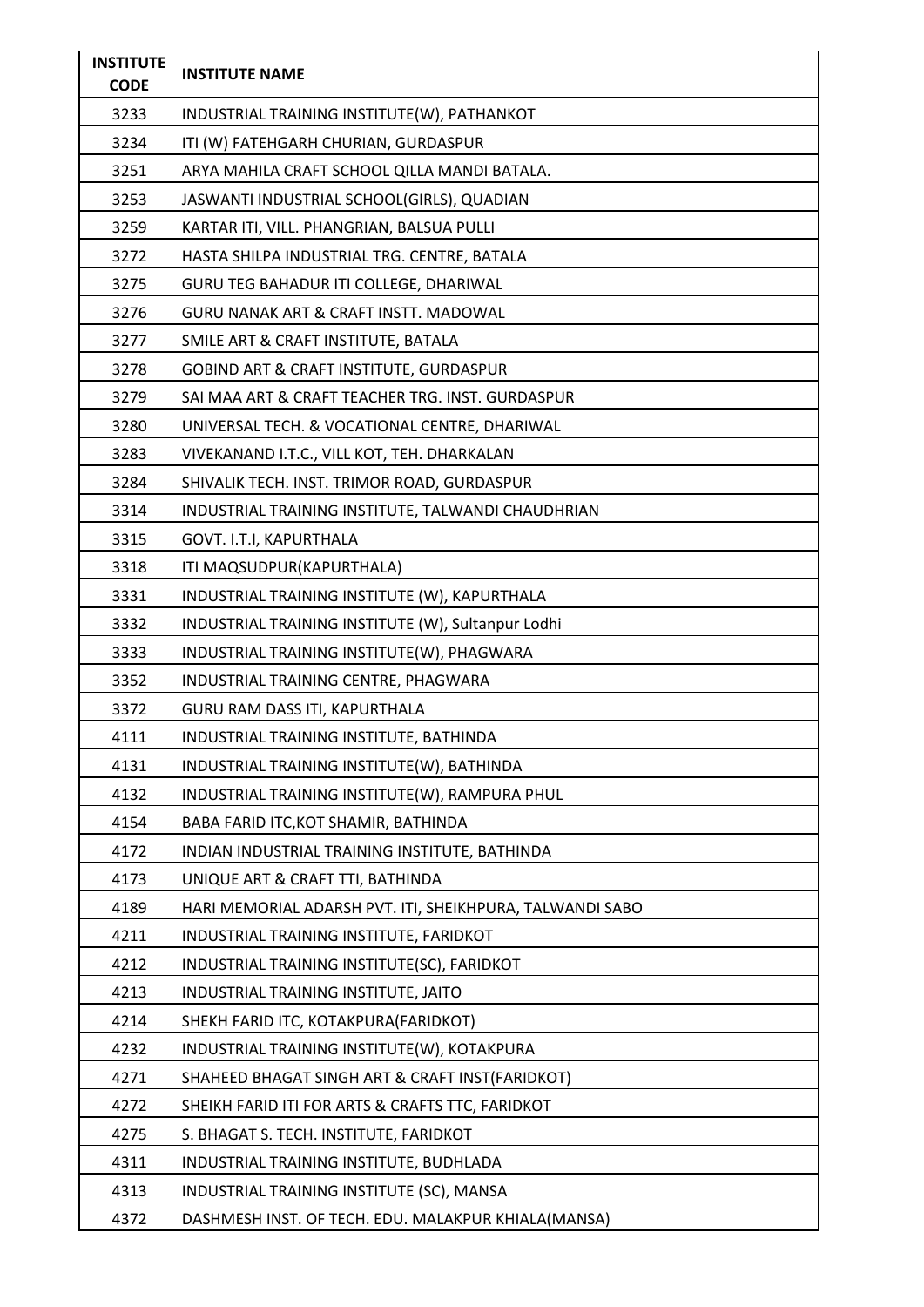| INSTITUTE CODE | INSTITUTE NAME |
|---|---|
| 3233 | INDUSTRIAL TRAINING INSTITUTE(W), PATHANKOT |
| 3234 | ITI (W) FATEHGARH CHURIAN, GURDASPUR |
| 3251 | ARYA MAHILA CRAFT SCHOOL QILLA MANDI BATALA. |
| 3253 | JASWANTI INDUSTRIAL SCHOOL(GIRLS), QUADIAN |
| 3259 | KARTAR ITI, VILL. PHANGRIAN, BALSUA PULLI |
| 3272 | HASTA SHILPA INDUSTRIAL TRG. CENTRE, BATALA |
| 3275 | GURU TEG BAHADUR ITI COLLEGE, DHARIWAL |
| 3276 | GURU NANAK ART & CRAFT INSTT. MADOWAL |
| 3277 | SMILE ART & CRAFT INSTITUTE, BATALA |
| 3278 | GOBIND ART & CRAFT INSTITUTE, GURDASPUR |
| 3279 | SAI MAA ART & CRAFT TEACHER TRG. INST. GURDASPUR |
| 3280 | UNIVERSAL TECH. & VOCATIONAL CENTRE, DHARIWAL |
| 3283 | VIVEKANAND I.T.C., VILL KOT, TEH. DHARKALAN |
| 3284 | SHIVALIK TECH. INST. TRIMOR ROAD, GURDASPUR |
| 3314 | INDUSTRIAL TRAINING INSTITUTE, TALWANDI CHAUDHRIAN |
| 3315 | GOVT. I.T.I, KAPURTHALA |
| 3318 | ITI MAQSUDPUR(KAPURTHALA) |
| 3331 | INDUSTRIAL TRAINING INSTITUTE (W), KAPURTHALA |
| 3332 | INDUSTRIAL TRAINING INSTITUTE (W), Sultanpur Lodhi |
| 3333 | INDUSTRIAL TRAINING INSTITUTE(W), PHAGWARA |
| 3352 | INDUSTRIAL TRAINING CENTRE, PHAGWARA |
| 3372 | GURU RAM DASS ITI, KAPURTHALA |
| 4111 | INDUSTRIAL TRAINING INSTITUTE, BATHINDA |
| 4131 | INDUSTRIAL TRAINING INSTITUTE(W), BATHINDA |
| 4132 | INDUSTRIAL TRAINING INSTITUTE(W), RAMPURA PHUL |
| 4154 | BABA FARID ITC,KOT SHAMIR, BATHINDA |
| 4172 | INDIAN INDUSTRIAL TRAINING INSTITUTE, BATHINDA |
| 4173 | UNIQUE ART & CRAFT TTI, BATHINDA |
| 4189 | HARI MEMORIAL ADARSH PVT. ITI, SHEIKHPURA, TALWANDI SABO |
| 4211 | INDUSTRIAL TRAINING INSTITUTE, FARIDKOT |
| 4212 | INDUSTRIAL TRAINING INSTITUTE(SC), FARIDKOT |
| 4213 | INDUSTRIAL TRAINING INSTITUTE, JAITO |
| 4214 | SHEKH FARID ITC, KOTAKPURA(FARIDKOT) |
| 4232 | INDUSTRIAL TRAINING INSTITUTE(W), KOTAKPURA |
| 4271 | SHAHEED BHAGAT SINGH ART & CRAFT INST(FARIDKOT) |
| 4272 | SHEIKH FARID ITI FOR ARTS & CRAFTS TTC, FARIDKOT |
| 4275 | S. BHAGAT S. TECH. INSTITUTE, FARIDKOT |
| 4311 | INDUSTRIAL TRAINING INSTITUTE, BUDHLADA |
| 4313 | INDUSTRIAL TRAINING INSTITUTE (SC), MANSA |
| 4372 | DASHMESH INST. OF TECH. EDU. MALAKPUR KHIALA(MANSA) |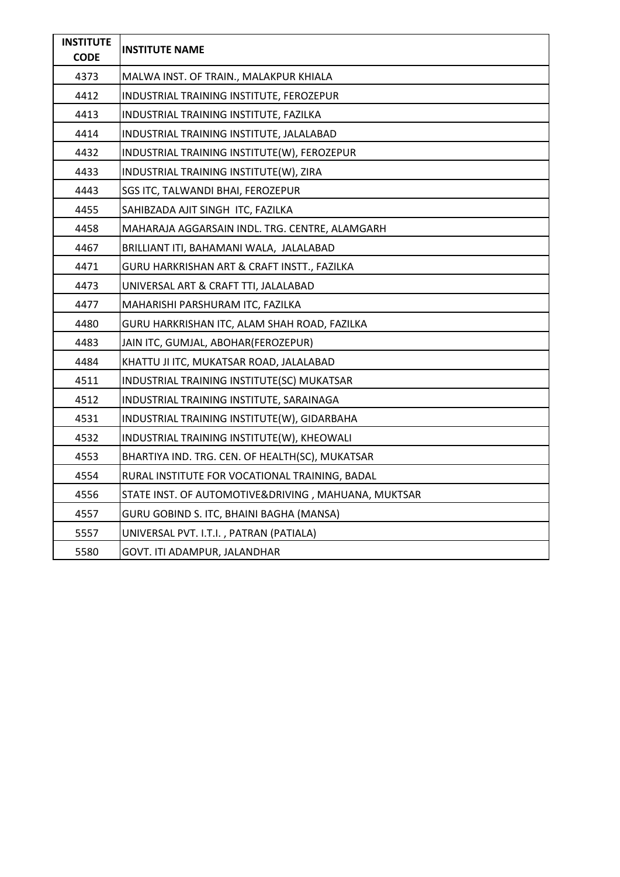| INSTITUTE CODE | INSTITUTE NAME |
|---|---|
| 4373 | MALWA INST. OF TRAIN., MALAKPUR KHIALA |
| 4412 | INDUSTRIAL TRAINING INSTITUTE, FEROZEPUR |
| 4413 | INDUSTRIAL TRAINING INSTITUTE, FAZILKA |
| 4414 | INDUSTRIAL TRAINING INSTITUTE, JALALABAD |
| 4432 | INDUSTRIAL TRAINING INSTITUTE(W), FEROZEPUR |
| 4433 | INDUSTRIAL TRAINING INSTITUTE(W), ZIRA |
| 4443 | SGS ITC, TALWANDI BHAI, FEROZEPUR |
| 4455 | SAHIBZADA AJIT SINGH ITC, FAZILKA |
| 4458 | MAHARAJA AGGARSAIN INDL. TRG. CENTRE, ALAMGARH |
| 4467 | BRILLIANT ITI, BAHAMANI WALA, JALALABAD |
| 4471 | GURU HARKRISHAN ART & CRAFT INSTT., FAZILKA |
| 4473 | UNIVERSAL ART & CRAFT TTI, JALALABAD |
| 4477 | MAHARISHI PARSHURAM ITC, FAZILKA |
| 4480 | GURU HARKRISHAN ITC, ALAM SHAH ROAD, FAZILKA |
| 4483 | JAIN ITC, GUMJAL, ABOHAR(FEROZEPUR) |
| 4484 | KHATTU JI ITC, MUKATSAR ROAD, JALALABAD |
| 4511 | INDUSTRIAL TRAINING INSTITUTE(SC) MUKATSAR |
| 4512 | INDUSTRIAL TRAINING INSTITUTE, SARAINAGA |
| 4531 | INDUSTRIAL TRAINING INSTITUTE(W), GIDARBAHA |
| 4532 | INDUSTRIAL TRAINING INSTITUTE(W), KHEOWALI |
| 4553 | BHARTIYA IND. TRG. CEN. OF HEALTH(SC), MUKATSAR |
| 4554 | RURAL INSTITUTE FOR VOCATIONAL TRAINING, BADAL |
| 4556 | STATE INST. OF AUTOMOTIVE&DRIVING , MAHUANA, MUKTSAR |
| 4557 | GURU GOBIND S. ITC, BHAINI BAGHA (MANSA) |
| 5557 | UNIVERSAL PVT. I.T.I. , PATRAN (PATIALA) |
| 5580 | GOVT. ITI ADAMPUR, JALANDHAR |